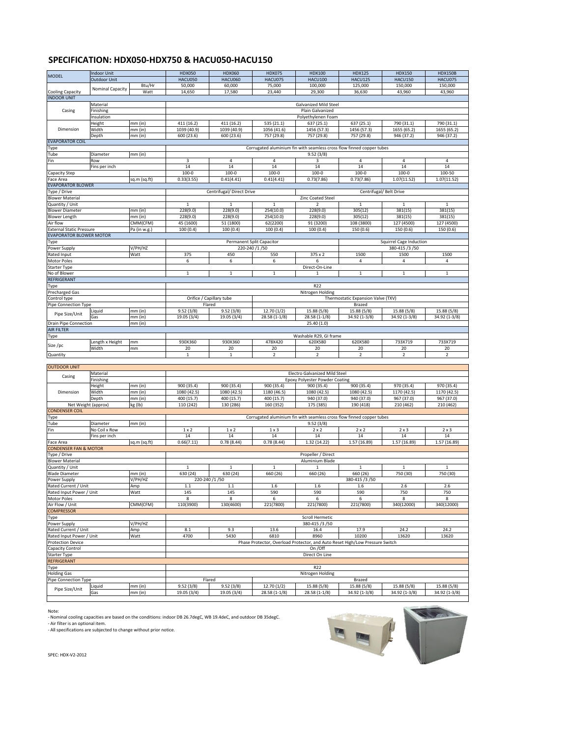# SPECIFICATION: HDX050-HDX750 & HACU050-HACU150

| MODEL | | | HDX050 | HDX060 | HDX075 | HDX100 | HDX125 | HDX150 | HDX150B |
|---|---|---|---|---|---|---|---|---|---|
| | Indoor Unit | | HDX050 | HDX060 | HDX075 | HDX100 | HDX125 | HDX150 | HDX150B |
| | Outdoor Unit | | HACU050 | HACU060 | HACU075 | HACU100 | HACU125 | HACU150 | HACU075 |
| Cooling Capacity | Nominal Capacity | Btu/Hr | 50,000 | 60,000 | 75,000 | 100,000 | 125,000 | 150,000 | 150,000 |
| | | Watt | 14,650 | 17,580 | 23,440 | 29,300 | 36,630 | 43,960 | 43,960 |
| **INDOOR UNIT** | | | | | | | | | |
| Casing | Material | | Galvanized Mild Steel | | | | | | |
| | Finishing | | Plain Galvanized | | | | | | |
| | Insulation | | Polyethylenen Foam | | | | | | |
| Dimension | Height | mm (in) | 411 (16.2) | 411 (16.2) | 535 (21.1) | 637 (25.1) | 637 (25.1) | 790 (31.1) | 790 (31.1) |
| | Width | mm (in) | 1039 (40.9) | 1039 (40.9) | 1056 (41.6) | 1456 (57.3) | 1456 (57.3) | 1655 (65.2) | 1655 (65.2) |
| | Depth | mm (in) | 600 (23.6) | 600 (23.6) | 757 (29.8) | 757 (29.8) | 757 (29.8) | 946 (37.2) | 946 (37.2) |
| **EVAPORATOR COIL** | | | | | | | | | |
| Type | | | Corrugated aluminium fin with seamless cross flow finned copper tubes | | | | | | |
| Tube | Diameter | mm (in) | 9.52 (3/8) | | | | | | |
| Fin | Row | | 3 | 4 | 4 | 3 | 4 | 4 | 4 |
| | Fins per inch | | 14 | 14 | 14 | 14 | 14 | 14 | 14 |
| Capacity Step | | | 100-0 | 100-0 | 100-0 | 100-0 | 100-0 | 100-0 | 100-50 |
| Face Area | | sq.m (sq.ft) | 0.33(3.55) | 0.41(4.41) | 0.41(4.41) | 0.73(7.86) | 0.73(7.86) | 1.07(11.52) | 1.07(11.52) |
| **EVAPORATOR BLOWER** | | | | | | | | | |
| Type / Drive | | | Centrifugal/ Direct Drive | | | Centrifugal/ Belt Drive | | | |
| Blower Material | | | Zinc Coated Steel | | | | | | |
| Quantity / Unit | | | 1 | 1 | 1 | 2 | 1 | 1 | 1 |
| Blower Diameter | | mm (in) | 228(9.0) | 228(9.0) | 254(10.0) | 228(9.0) | 305(12) | 381(15) | 381(15) |
| Blower Length | | mm (in) | 228(9.0) | 228(9.0) | 254(10.0) | 228(9.0) | 305(12) | 381(15) | 381(15) |
| Air flow | | CMM(CFM) | 45 (1600) | 51 (1800) | 62(2200) | 91 (3200) | 108 (3800) | 127 (4500) | 127 (4500) |
| External Static Pressure | | Pa (in w.g.) | 100 (0.4) | 100 (0.4) | 100 (0.4) | 100 (0.4) | 150 (0.6) | 150 (0.6) | 150 (0.6) |
| **EVAPORATOR BLOWER MOTOR** | | | | | | | | | |
| Type | | | Permanent Split Capacitor | | | | Squirrel Cage Induction | | |
| Power Supply | | V/PH/HZ | 220-240 /1 /50 | | | | 380-415 /3 /50 | | |
| Rated Input | | Watt | 375 | 450 | 550 | 375 x 2 | 1500 | 1500 | 1500 |
| Motor Poles | | | 6 | 6 | 6 | 6 | 4 | 4 | 4 |
| Starter Type | | | Direct-On-Line | | | | | | |
| No of Blower | | | 1 | 1 | 1 | 1 | 1 | 1 | 1 |
| **REFRIGERANT** | | | | | | | | | |
| Type | | | R22 | | | | | | |
| Precharged Gas | | | Nitrogen Holding | | | | | | |
| Control type | | | Orifice / Capillary tube | | Thermostatic Expansion Valve (TXV) | | | | |
| Pipe Connection Type | | | Flared | | Brazed | | | | |
| Pipe Size/Unit | Liquid | mm (in) | 9.52 (3/8) | 9.52 (3/8) | 12.70 (1/2) | 15.88 (5/8) | 15.88 (5/8) | 15.88 (5/8) | 15.88 (5/8) |
| | Gas | mm (in) | 19.05 (3/4) | 19.05 (3/4) | 28.58 (1-1/8) | 28.58 (1-1/8) | 34.92 (1-3/8) | 34.92 (1-3/8) | 34.92 (1-3/8) |
| Drain Pipe Connection | | mm (in) | 25.40 (1.0) | | | | | | |
| **AIR FILTER** | | | | | | | | | |
| Type | | | Washable R29, GI frame | | | | | | |
| Size /pc | Length x Height | mm | 930X360 | 930X360 | 478X420 | 620X580 | 620X580 | 733X719 | 733X719 |
| | Width | mm | 20 | 20 | 20 | 20 | 20 | 20 | 20 |
| Quantity | | | 1 | 1 | 2 | 2 | 2 | 2 | 2 |

| **OUTDOOR UNIT** | | | | | | | | | |
|---|---|---|---|---|---|---|---|---|---|
| Casing | Material | | Electro Galvanized Mild Steel | | | | | | |
| | Finishing | | Epoxy Polyester Powder Coating | | | | | | |
| Dimension | Height | mm (in) | 900 (35.4) | 900 (35.4) | 900 (35.4) | 900 (35.4) | 900 (35.4) | 970 (35.4) | 970 (35.4) |
| | Width | mm (in) | 1080 (42.5) | 1080 (42.5) | 1180 (46.5) | 1080 (42.5) | 1080 (42.5) | 1170 (42.5) | 1170 (42.5) |
| | Depth | mm (in) | 400 (15.7) | 400 (15.7) | 400 (15.7) | 940 (37.0) | 940 (37.0) | 967 (37.0) | 967 (37.0) |
| Net Weight (approx) | | kg (lb) | 110 (242) | 130 (286) | 160 (352) | 175 (385) | 190 (418) | 210 (462) | 210 (462) |
| **CONDENSER COIL** | | | | | | | | | |
| Type | | | Corrugated aluminium fin with seamless cross flow finned copper tubes | | | | | | |
| Tube | Diameter | mm (in) | 9.52 (3/8) | | | | | | |
| Fin | No Coil x Row | | 1 x 2 | 1 x 2 | 1 x 3 | 2 x 2 | 2 x 2 | 2 x 3 | 2 x 3 |
| | Fins per inch | | 14 | 14 | 14 | 14 | 14 | 14 | 14 |
| Face Area | | sq.m (sq.ft) | 0.66(7.11) | 0.78 (8.44) | 0.78 (8.44) | 1.32 (14.22) | 1.57 (16.89) | 1.57 (16.89) | 1.57 (16.89) |
| **CONDENSER FAN & MOTOR** | | | | | | | | | |
| Type / Drive | | | Propeller / Direct | | | | | | |
| Blower Material | | | Aluminium Blade | | | | | | |
| Quantity / Unit | | | 1 | 1 | 1 | 1 | 1 | 1 | 1 |
| Blade Diameter | | mm (in) | 630 (24) | 630 (24) | 660 (26) | 660 (26) | 660 (26) | 750 (30) | 750 (30) |
| Power Supply | | V/PH/HZ | 220-240 /1 /50 | | 380-415 /3 /50 | | | | |
| Rated Current / Unit | | Amp | 1.1 | 1.1 | 1.6 | 1.6 | 1.6 | 2.6 | 2.6 |
| Rated Input Power / Unit | | Watt | 145 | 145 | 590 | 590 | 590 | 750 | 750 |
| Motor Poles | | | 8 | 8 | 6 | 6 | 6 | 8 | 8 |
| Air Flow / Unit | | CMM(CFM) | 110(3900) | 130(4600) | 221(7800) | 221(7800) | 221(7800) | 340(12000) | 340(12000) |
| **COMPRESSOR** | | | | | | | | | |
| Type | | | Scroll Hermetic | | | | | | |
| Power Supply | | V/PH/HZ | 380-415 /3 /50 | | | | | | |
| Rated Current / Unit | | Amp | 8.1 | 9.3 | 13.6 | 16.4 | 17.9 | 24.2 | 24.2 |
| Rated Input Power / Unit | | Watt | 4700 | 5430 | 6810 | 8960 | 10200 | 13620 | 13620 |
| Protection Device | | | Phase Protector, Overload Protector, and Auto Reset High/Low Pressure Switch | | | | | | |
| Capacity Control | | | On /Off | | | | | | |
| Starter Type | | | Direct On Line | | | | | | |
| **REFRIGERANT** | | | | | | | | | |
| Type | | | R22 | | | | | | |
| Holding Gas | | | Nitrogen Holding | | | | | | |
| Pipe Connection Type | | | Flared | | Brazed | | | | |
| Pipe Size/Unit | Liquid | mm (in) | 9.52 (3/8) | 9.52 (3/8) | 12.70 (1/2) | 15.88 (5/8) | 15.88 (5/8) | 15.88 (5/8) | 15.88 (5/8) |
| | Gas | mm (in) | 19.05 (3/4) | 19.05 (3/4) | 28.58 (1-1/8) | 28.58 (1-1/8) | 34.92 (1-3/8) | 34.92 (1-3/8) | 34.92 (1-3/8) |

Note:
- Nominal cooling capacities are based on the conditions: indoor DB 26.7degC, WB 19.4deC, and outdoor DB 35degC.
- Air filter is an optional item.
- All specifications are subjected to change without prior notice.

SPEC: HDX-V2-2012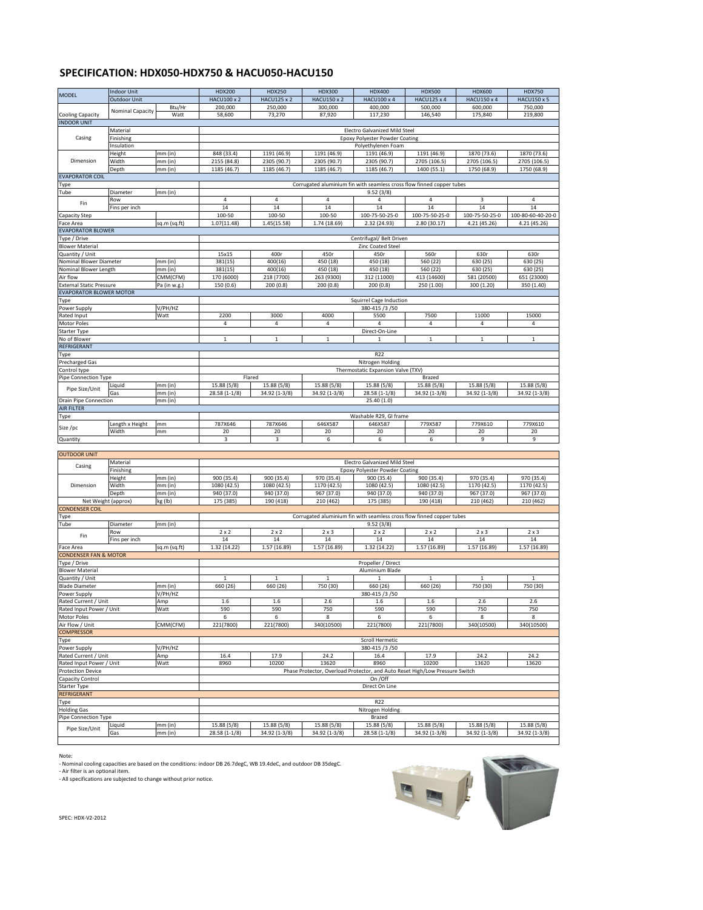## SPECIFICATION: HDX050-HDX750 & HACU050-HACU150

| MODEL | | | HDX200 | HDX250 | HDX300 | HDX400 | HDX500 | HDX600 | HDX750 |
|---|---|---|---|---|---|---|---|---|---|
| | Indoor Unit | | HDX200 | HDX250 | HDX300 | HDX400 | HDX500 | HDX600 | HDX750 |
| | Outdoor Unit | | HACU100 x 2 | HACU125 x 2 | HACU150 x 2 | HACU100 x 4 | HACU125 x 4 | HACU150 x 4 | HACU150 x 5 |
| Cooling Capacity | Nominal Capacity | Btu/Hr | 200,000 | 250,000 | 300,000 | 400,000 | 500,000 | 600,000 | 750,000 |
| | | Watt | 58,600 | 73,270 | 87,920 | 117,230 | 146,540 | 175,840 | 219,800 |
| **INDOOR UNIT** | | | | | | | | | |
| Casing | Material | | Electro Galvanized Mild Steel | | | | | | |
| | Finishing | | Epoxy Polyester Powder Coating | | | | | | |
| | Insulation | | Polyethylenen Foam | | | | | | |
| Dimension | Height | mm (in) | 848 (33.4) | 1191 (46.9) | 1191 (46.9) | 1191 (46.9) | 1191 (46.9) | 1870 (73.6) | 1870 (73.6) |
| | Width | mm (in) | 2155 (84.8) | 2305 (90.7) | 2305 (90.7) | 2305 (90.7) | 2705 (106.5) | 2705 (106.5) | 2705 (106.5) |
| | Depth | mm (in) | 1185 (46.7) | 1185 (46.7) | 1185 (46.7) | 1185 (46.7) | 1400 (55.1) | 1750 (68.9) | 1750 (68.9) |
| **EVAPORATOR COIL** | | | | | | | | | |
| Type | | | Corrugated aluminium fin with seamless cross flow finned copper tubes | | | | | | |
| Tube | Diameter | mm (in) | 9.52 (3/8) | | | | | | |
| Fin | Row | | 4 | 4 | 4 | 4 | 4 | 3 | 4 |
| | Fins per inch | | 14 | 14 | 14 | 14 | 14 | 14 | 14 |
| Capacity Step | | | 100-50 | 100-50 | 100-50 | 100-75-50-25-0 | 100-75-50-25-0 | 100-75-50-25-0 | 100-80-60-40-20-0 |
| Face Area | | sq.m (sq.ft) | 1.07(11.48) | 1.45(15.58) | 1.74 (18.69) | 2.32 (24.93) | 2.80 (30.17) | 4.21 (45.26) | 4.21 (45.26) |
| **EVAPORATOR BLOWER** | | | | | | | | | |
| Type / Drive | | | Centrifugal/ Belt Driven | | | | | | |
| Blower Material | | | Zinc Coated Steel | | | | | | |
| Quantity / Unit | | | 15x15 | 400r | 450r | 450r | 560r | 630r | 630r |
| Nominal Blower Diameter | | mm (in) | 381(15) | 400(16) | 450 (18) | 450 (18) | 560 (22) | 630 (25) | 630 (25) |
| Nominal Blower Length | | mm (in) | 381(15) | 400(16) | 450 (18) | 450 (18) | 560 (22) | 630 (25) | 630 (25) |
| Air flow | | CMM(CFM) | 170 (6000) | 218 (7700) | 263 (9300) | 312 (11000) | 413 (14600) | 581 (20500) | 651 (23000) |
| External Static Pressure | | Pa (in w.g.) | 150 (0.6) | 200 (0.8) | 200 (0.8) | 200 (0.8) | 250 (1.00) | 300 (1.20) | 350 (1.40) |
| **EVAPORATOR BLOWER MOTOR** | | | | | | | | | |
| Type | | | Squirrel Cage Induction | | | | | | |
| Power Supply | | V/PH/HZ | 380-415 /3 /50 | | | | | | |
| Rated Input | | Watt | 2200 | 3000 | 4000 | 5500 | 7500 | 11000 | 15000 |
| Motor Poles | | | 4 | 4 | 4 | 4 | 4 | 4 | 4 |
| Starter Type | | | Direct-On-Line | | | | | | |
| No of Blower | | | 1 | 1 | 1 | 1 | 1 | 1 | 1 |
| **REFRIGERANT** | | | | | | | | | |
| Type | | | R22 | | | | | | |
| Precharged Gas | | | Nitrogen Holding | | | | | | |
| Control type | | | Thermostatic Expansion Valve (TXV) | | | | | | |
| Pipe Connection Type | | | Flared | | Brazed | | | | |
| Pipe Size/Unit | Liquid | mm (in) | 15.88 (5/8) | 15.88 (5/8) | 15.88 (5/8) | 15.88 (5/8) | 15.88 (5/8) | 15.88 (5/8) | 15.88 (5/8) |
| | Gas | mm (in) | 28.58 (1-1/8) | 34.92 (1-3/8) | 34.92 (1-3/8) | 28.58 (1-1/8) | 34.92 (1-3/8) | 34.92 (1-3/8) | 34.92 (1-3/8) |
| Drain Pipe Connection | | mm (in) | 25.40 (1.0) | | | | | | |
| **AIR FILTER** | | | | | | | | | |
| Type | | | Washable R29, GI frame | | | | | | |
| Size /pc | Length x Height | mm | 787X646 | 787X646 | 646X587 | 646X587 | 779X587 | 779X610 | 779X610 |
| | Width | mm | 20 | 20 | 20 | 20 | 20 | 20 | 20 |
| Quantity | | | 3 | 3 | 6 | 6 | 6 | 9 | 9 |

| | | | | | | | | | |
|---|---|---|---|---|---|---|---|---|---|
| **OUTDOOR UNIT** | | | | | | | | | |
| Casing | Material | | Electro Galvanized Mild Steel | | | | | | |
| | Finishing | | Epoxy Polyester Powder Coating | | | | | | |
| Dimension | Height | mm (in) | 900 (35.4) | 900 (35.4) | 970 (35.4) | 900 (35.4) | 900 (35.4) | 970 (35.4) | 970 (35.4) |
| | Width | mm (in) | 1080 (42.5) | 1080 (42.5) | 1170 (42.5) | 1080 (42.5) | 1080 (42.5) | 1170 (42.5) | 1170 (42.5) |
| | Depth | mm (in) | 940 (37.0) | 940 (37.0) | 967 (37.0) | 940 (37.0) | 940 (37.0) | 967 (37.0) | 967 (37.0) |
| Net Weight (approx) | | kg (lb) | 175 (385) | 190 (418) | 210 (462) | 175 (385) | 190 (418) | 210 (462) | 210 (462) |
| **CONDENSER COIL** | | | | | | | | | |
| Type | | | Corrugated aluminium fin with seamless cross flow finned copper tubes | | | | | | |
| Tube | Diameter | mm (in) | 9.52 (3/8) | | | | | | |
| Fin | Row | | 2 x 2 | 2 x 2 | 2 x 3 | 2 x 2 | 2 x 2 | 2 x 3 | 2 x 3 |
| | Fins per inch | | 14 | 14 | 14 | 14 | 14 | 14 | 14 |
| Face Area | | sq.m (sq.ft) | 1.32 (14.22) | 1.57 (16.89) | 1.57 (16.89) | 1.32 (14.22) | 1.57 (16.89) | 1.57 (16.89) | 1.57 (16.89) |
| **CONDENSER FAN & MOTOR** | | | | | | | | | |
| Type / Drive | | | Propeller / Direct | | | | | | |
| Blower Material | | | Aluminium Blade | | | | | | |
| Quantity / Unit | | | 1 | 1 | 1 | 1 | 1 | 1 | 1 |
| Blade Diameter | | mm (in) | 660 (26) | 660 (26) | 750 (30) | 660 (26) | 660 (26) | 750 (30) | 750 (30) |
| Power Supply | | V/PH/HZ | 380-415 /3 /50 | | | | | | |
| Rated Current / Unit | | Amp | 1.6 | 1.6 | 2.6 | 1.6 | 1.6 | 2.6 | 2.6 |
| Rated Input Power / Unit | | Watt | 590 | 590 | 750 | 590 | 590 | 750 | 750 |
| Motor Poles | | | 6 | 6 | 8 | 6 | 6 | 8 | 8 |
| Air Flow / Unit | | CMM(CFM) | 221(7800) | 221(7800) | 340(10500) | 221(7800) | 221(7800) | 340(10500) | 340(10500) |
| **COMPRESSOR** | | | | | | | | | |
| Type | | | Scroll Hermetic | | | | | | |
| Power Supply | | V/PH/HZ | 380-415 /3 /50 | | | | | | |
| Rated Current / Unit | | Amp | 16.4 | 17.9 | 24.2 | 16.4 | 17.9 | 24.2 | 24.2 |
| Rated Input Power / Unit | | Watt | 8960 | 10200 | 13620 | 8960 | 10200 | 13620 | 13620 |
| Protection Device | | | Phase Protector, Overload Protector, and Auto Reset High/Low Pressure Switch | | | | | | |
| Capacity Control | | | On /Off | | | | | | |
| Starter Type | | | Direct On Line | | | | | | |
| **REFRIGERANT** | | | | | | | | | |
| Type | | | R22 | | | | | | |
| Holding Gas | | | Nitrogen Holding | | | | | | |
| Pipe Connection Type | | | Brazed | | | | | | |
| Pipe Size/Unit | Liquid | mm (in) | 15.88 (5/8) | 15.88 (5/8) | 15.88 (5/8) | 15.88 (5/8) | 15.88 (5/8) | 15.88 (5/8) | 15.88 (5/8) |
| | Gas | mm (in) | 28.58 (1-1/8) | 34.92 (1-3/8) | 34.92 (1-3/8) | 28.58 (1-1/8) | 34.92 (1-3/8) | 34.92 (1-3/8) | 34.92 (1-3/8) |

Note:
- Nominal cooling capacities are based on the conditions: indoor DB 26.7degC, WB 19.4deC, and outdoor DB 35degC.
- Air filter is an optional item.
- All specifications are subjected to change without prior notice.

SPEC: HDX-V2-2012